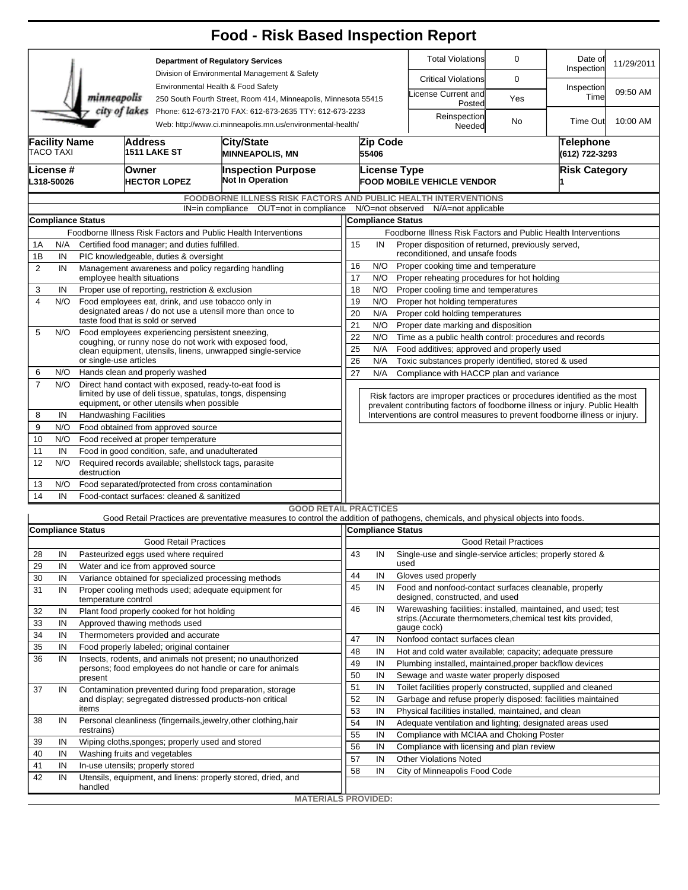# Food - Risk Based Inspection Report

Department of Regulatory Services
Division of Environmental Management & Safety
Environmental Health & Food Safety
250 South Fourth Street, Room 414, Minneapolis, Minnesota 55415
Phone: 612-673-2170 FAX: 612-673-2635 TTY: 612-673-2233
Web: http://www.ci.minneapolis.mn.us/environmental-health/

| | | | |
|---|---|---|---|
| Total Violations | 0 | Date of Inspection | 11/29/2011 |
| Critical Violations | 0 | Inspection Time | 09:50 AM |
| License Current and Posted | Yes | | |
| Reinspection Needed | No | Time Out | 10:00 AM |

| Facility Name | Address | City/State | Zip Code | Telephone |
|---|---|---|---|---|
| TACO TAXI | 1511 LAKE ST | MINNEAPOLIS, MN | 55406 | (612) 722-3293 |

| License # | Owner | Inspection Purpose | License Type | Risk Category |
|---|---|---|---|---|
| L318-50026 | HECTOR LOPEZ | Not In Operation | FOOD MOBILE VEHICLE VENDOR | 1 |

## FOODBORNE ILLNESS RISK FACTORS AND PUBLIC HEALTH INTERVENTIONS

IN=in compliance OUT=not in compliance N/O=not observed N/A=not applicable

| # | Compliance Status | Foodborne Illness Risk Factors and Public Health Interventions |
|---|---|---|
| 1A | N/A | Certified food manager; and duties fulfilled. |
| 1B | IN | PIC knowledgeable, duties & oversight |
| 2 | IN | Management awareness and policy regarding handling employee health situations |
| 3 | IN | Proper use of reporting, restriction & exclusion |
| 4 | N/O | Food employees eat, drink, and use tobacco only in designated areas / do not use a utensil more than once to taste food that is sold or served |
| 5 | N/O | Food employees experiencing persistent sneezing, coughing, or runny nose do not work with exposed food, clean equipment, utensils, linens, unwrapped single-service or single-use articles |
| 6 | N/O | Hands clean and properly washed |
| 7 | N/O | Direct hand contact with exposed, ready-to-eat food is limited by use of deli tissue, spatulas, tongs, dispensing equipment, or other utensils when possible |
| 8 | IN | Handwashing Facilities |
| 9 | N/O | Food obtained from approved source |
| 10 | N/O | Food received at proper temperature |
| 11 | IN | Food in good condition, safe, and unadulterated |
| 12 | N/O | Required records available; shellstock tags, parasite destruction |
| 13 | N/O | Food separated/protected from cross contamination |
| 14 | IN | Food-contact surfaces: cleaned & sanitized |
| 15 | IN | Proper disposition of returned, previously served, reconditioned, and unsafe foods |
| 16 | N/O | Proper cooking time and temperature |
| 17 | N/O | Proper reheating procedures for hot holding |
| 18 | N/O | Proper cooling time and temperatures |
| 19 | N/O | Proper hot holding temperatures |
| 20 | N/A | Proper cold holding temperatures |
| 21 | N/O | Proper date marking and disposition |
| 22 | N/O | Time as a public health control: procedures and records |
| 25 | N/A | Food additives; approved and properly used |
| 26 | N/A | Toxic substances properly identified, stored & used |
| 27 | N/A | Compliance with HACCP plan and variance |

Risk factors are improper practices or procedures identified as the most prevalent contributing factors of foodborne illness or injury. Public Health Interventions are control measures to prevent foodborne illness or injury.

## GOOD RETAIL PRACTICES

Good Retail Practices are preventative measures to control the addition of pathogens, chemicals, and physical objects into foods.

| # | Compliance Status | Good Retail Practices |
|---|---|---|
| 28 | IN | Pasteurized eggs used where required |
| 29 | IN | Water and ice from approved source |
| 30 | IN | Variance obtained for specialized processing methods |
| 31 | IN | Proper cooling methods used; adequate equipment for temperature control |
| 32 | IN | Plant food properly cooked for hot holding |
| 33 | IN | Approved thawing methods used |
| 34 | IN | Thermometers provided and accurate |
| 35 | IN | Food properly labeled; original container |
| 36 | IN | Insects, rodents, and animals not present; no unauthorized persons; food employees do not handle or care for animals present |
| 37 | IN | Contamination prevented during food preparation, storage and display; segregated distressed products-non critical items |
| 38 | IN | Personal cleanliness (fingernails,jewelry,other clothing,hair restrains) |
| 39 | IN | Wiping cloths,sponges; properly used and stored |
| 40 | IN | Washing fruits and vegetables |
| 41 | IN | In-use utensils; properly stored |
| 42 | IN | Utensils, equipment, and linens: properly stored, dried, and handled |
| 43 | IN | Single-use and single-service articles; properly stored & used |
| 44 | IN | Gloves used properly |
| 45 | IN | Food and nonfood-contact surfaces cleanable, properly designed, constructed, and used |
| 46 | IN | Warewashing facilities: installed, maintained, and used; test strips.(Accurate thermometers,chemical test kits provided, gauge cock) |
| 47 | IN | Nonfood contact surfaces clean |
| 48 | IN | Hot and cold water available; capacity; adequate pressure |
| 49 | IN | Plumbing installed, maintained,proper backflow devices |
| 50 | IN | Sewage and waste water properly disposed |
| 51 | IN | Toilet facilities properly constructed, supplied and cleaned |
| 52 | IN | Garbage and refuse properly disposed: facilities maintained |
| 53 | IN | Physical facilities installed, maintained, and clean |
| 54 | IN | Adequate ventilation and lighting; designated areas used |
| 55 | IN | Compliance with MCIAA and Choking Poster |
| 56 | IN | Compliance with licensing and plan review |
| 57 | IN | Other Violations Noted |
| 58 | IN | City of Minneapolis Food Code |

**MATERIALS PROVIDED:**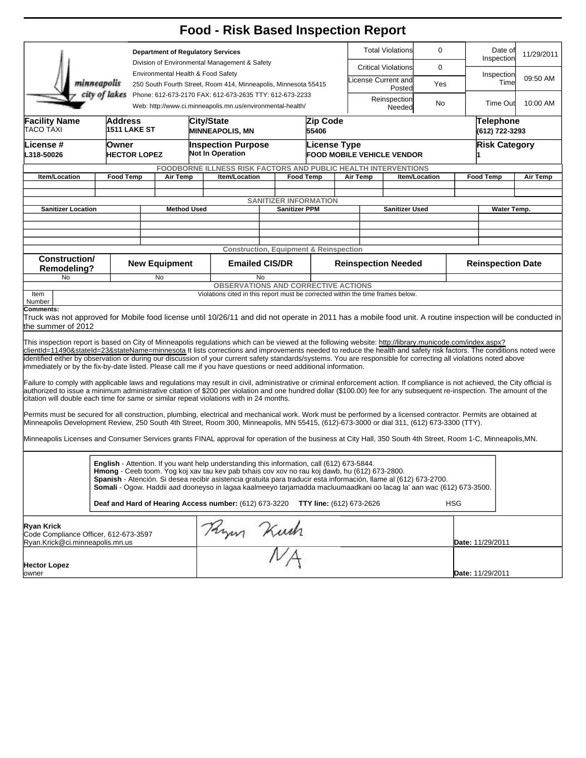# Food - Risk Based Inspection Report

| | | | |
|---|---|---|---|
| **Department of Regulatory Services**<br>Division of Environmental Management & Safety<br>Environmental Health & Food Safety<br>250 South Fourth Street, Room 414, Minneapolis, Minnesota 55415<br>Phone: 612-673-2170 FAX: 612-673-2635 TTY: 612-673-2233<br>Web: http://www.ci.minneapolis.mn.us/environmental-health/ | Total Violations: 0<br>Critical Violations: 0<br>License Current and Posted: Yes<br>Reinspection Needed: No | Date of Inspection: 11/29/2011<br>Inspection Time: 09:50 AM<br>Time Out: 10:00 AM | |

| Facility Name | Address | City/State | Zip Code | Telephone |
|---|---|---|---|---|
| TACO TAXI | 1511 LAKE ST | MINNEAPOLIS, MN | 55406 | (612) 722-3293 |

| License # | Owner | Inspection Purpose | License Type | Risk Category |
|---|---|---|---|---|
| L318-50026 | HECTOR LOPEZ | Not In Operation | FOOD MOBILE VEHICLE VENDOR | 1 |

**FOODBORNE ILLNESS RISK FACTORS AND PUBLIC HEALTH INTERVENTIONS**

| Item/Location | Food Temp | Air Temp | Item/Location | Food Temp | Air Temp | Item/Location | Food Temp | Air Temp |
|---|---|---|---|---|---|---|---|---|
| | | | | | | | | |

**SANITIZER INFORMATION**

| Sanitizer Location | Method Used | Sanitizer PPM | Sanitizer Used | Water Temp. |
|---|---|---|---|---|
| | | | | |

**Construction, Equipment & Reinspection**

| Construction/ Remodeling? | New Equipment | Emailed CIS/DR | Reinspection Needed | Reinspection Date |
|---|---|---|---|---|
| No | No | No | | |

**OBSERVATIONS AND CORRECTIVE ACTIONS**

| Item Number | Violations cited in this report must be corrected within the time frames below. |
|---|---|

**Comments:**
Truck was not approved for Mobile food license until 10/26/11 and did not operate in 2011 has a mobile food unit. A routine inspection will be conducted in the summer of 2012

This inspection report is based on City of Minneapolis regulations which can be viewed at the following website: http://library.municode.com/index.aspx?clientId=11490&stateId=23&stateName=minnesota It lists corrections and improvements needed to reduce the health and safety risk factors. The conditions noted were identified either by observation or during our discussion of your current safety standards/systems. You are responsible for correcting all violations noted above immediately or by the fix-by-date listed. Please call me if you have questions or need additional information.

Failure to comply with applicable laws and regulations may result in civil, administrative or criminal enforcement action. If compliance is not achieved, the City official is authorized to issue a minimum administrative citation of $200 per violation and one hundred dollar ($100.00) fee for any subsequent re-inspection. The amount of the citation will double each time for same or similar repeat violations with in 24 months.

Permits must be secured for all construction, plumbing, electrical and mechanical work. Work must be performed by a licensed contractor. Permits are obtained at Minneapolis Development Review, 250 South 4th Street, Room 300, Minneapolis, MN 55415, (612)-673-3000 or dial 311, (612) 673-3300 (TTY).

Minneapolis Licenses and Consumer Services grants FINAL approval for operation of the business at City Hall, 350 South 4th Street, Room 1-C, Minneapolis,MN.

**English** - Attention. If you want help understanding this information, call (612) 673-5844.
**Hmong** - Ceeb toom. Yog koj xav tau kev pab txhais cov xov no rau koj dawb, hu (612) 673-2800.
**Spanish** - Atención. Si desea recibir asistencia gratuita para traducir esta información, llame al (612) 673-2700.
**Somali** - Ogow. Haddii aad dooneyso in lagaa kaalmeeyo tarjamadda macluumaadkani oo lacag la' aan wac (612) 673-3500.

**Deaf and Hard of Hearing Access number:** (612) 673-3220 **TTY line:** (612) 673-2626 HSG

| | | |
|---|---|---|
| **Ryan Krick**<br>Code Compliance Officer, 612-673-3597<br>Ryan.Krick@ci.minneapolis.mn.us | Ryan Krick | **Date:** 11/29/2011 |
| **Hector Lopez**<br>owner | NA | **Date:** 11/29/2011 |